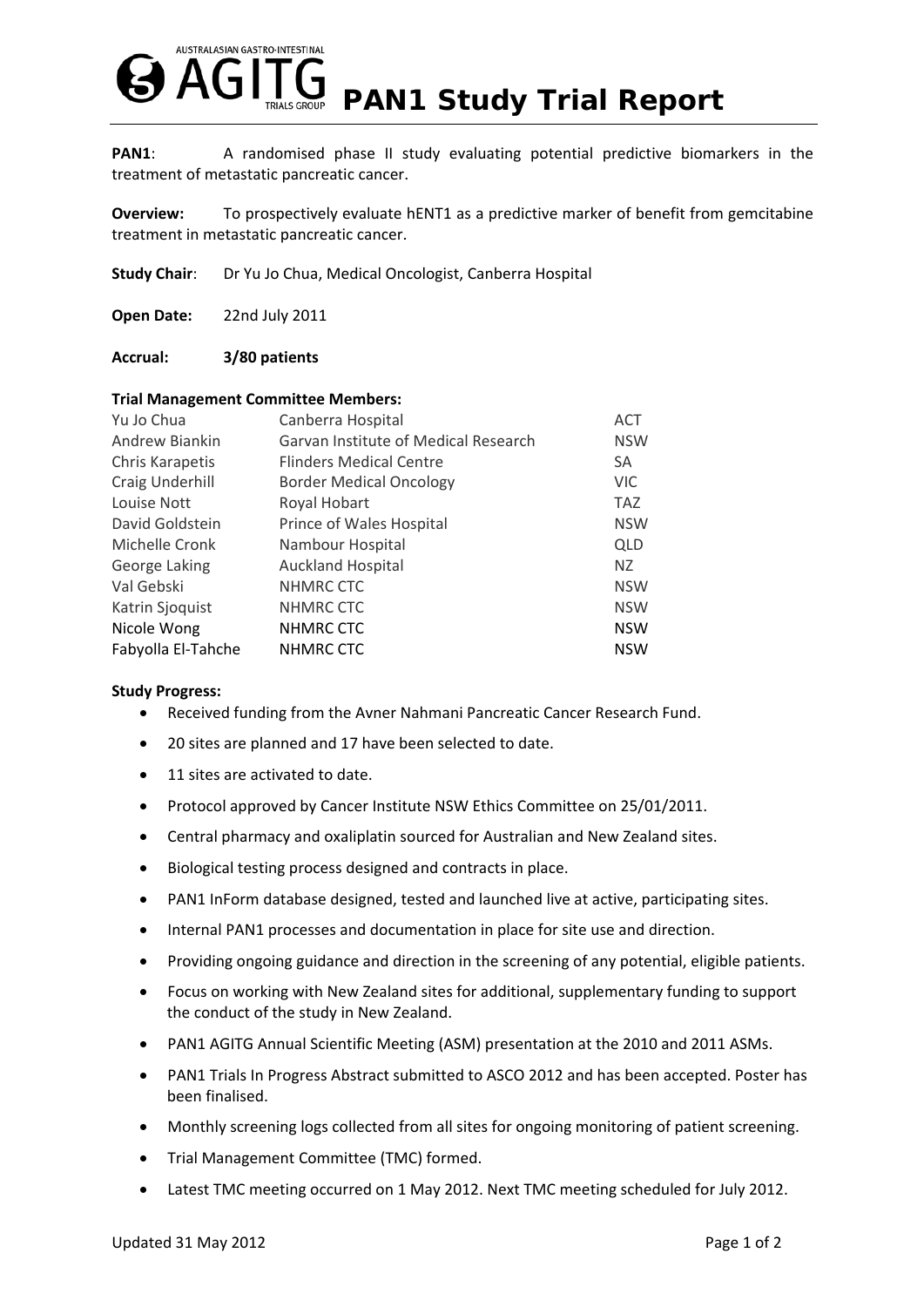# AUSTRALASIAN GASTRO-INTESTINAL AGITG TRIALS GROUP PAN1 Study Trial Report

**PAN1**: A randomised phase II study evaluating potential predictive biomarkers in the treatment of metastatic pancreatic cancer.

**Overview:** To prospectively evaluate hENT1 as a predictive marker of benefit from gemcitabine treatment in metastatic pancreatic cancer.

**Study Chair**: Dr Yu Jo Chua, Medical Oncologist, Canberra Hospital

**Open Date:** 22nd July 2011

**Accrual: 3/80 patients**

**Trial Management Committee Members:**

| | | |
|---|---|---|
| Yu Jo Chua | Canberra Hospital | ACT |
| Andrew Biankin | Garvan Institute of Medical Research | NSW |
| Chris Karapetis | Flinders Medical Centre | SA |
| Craig Underhill | Border Medical Oncology | VIC |
| Louise Nott | Royal Hobart | TAZ |
| David Goldstein | Prince of Wales Hospital | NSW |
| Michelle Cronk | Nambour Hospital | QLD |
| George Laking | Auckland Hospital | NZ |
| Val Gebski | NHMRC CTC | NSW |
| Katrin Sjoquist | NHMRC CTC | NSW |
| Nicole Wong | NHMRC CTC | NSW |
| Fabyolla El-Tahche | NHMRC CTC | NSW |

**Study Progress:**

- Received funding from the Avner Nahmani Pancreatic Cancer Research Fund.
- 20 sites are planned and 17 have been selected to date.
- 11 sites are activated to date.
- Protocol approved by Cancer Institute NSW Ethics Committee on 25/01/2011.
- Central pharmacy and oxaliplatin sourced for Australian and New Zealand sites.
- Biological testing process designed and contracts in place.
- PAN1 InForm database designed, tested and launched live at active, participating sites.
- Internal PAN1 processes and documentation in place for site use and direction.
- Providing ongoing guidance and direction in the screening of any potential, eligible patients.
- Focus on working with New Zealand sites for additional, supplementary funding to support the conduct of the study in New Zealand.
- PAN1 AGITG Annual Scientific Meeting (ASM) presentation at the 2010 and 2011 ASMs.
- PAN1 Trials In Progress Abstract submitted to ASCO 2012 and has been accepted. Poster has been finalised.
- Monthly screening logs collected from all sites for ongoing monitoring of patient screening.
- Trial Management Committee (TMC) formed.
- Latest TMC meeting occurred on 1 May 2012. Next TMC meeting scheduled for July 2012.

Updated 31 May 2012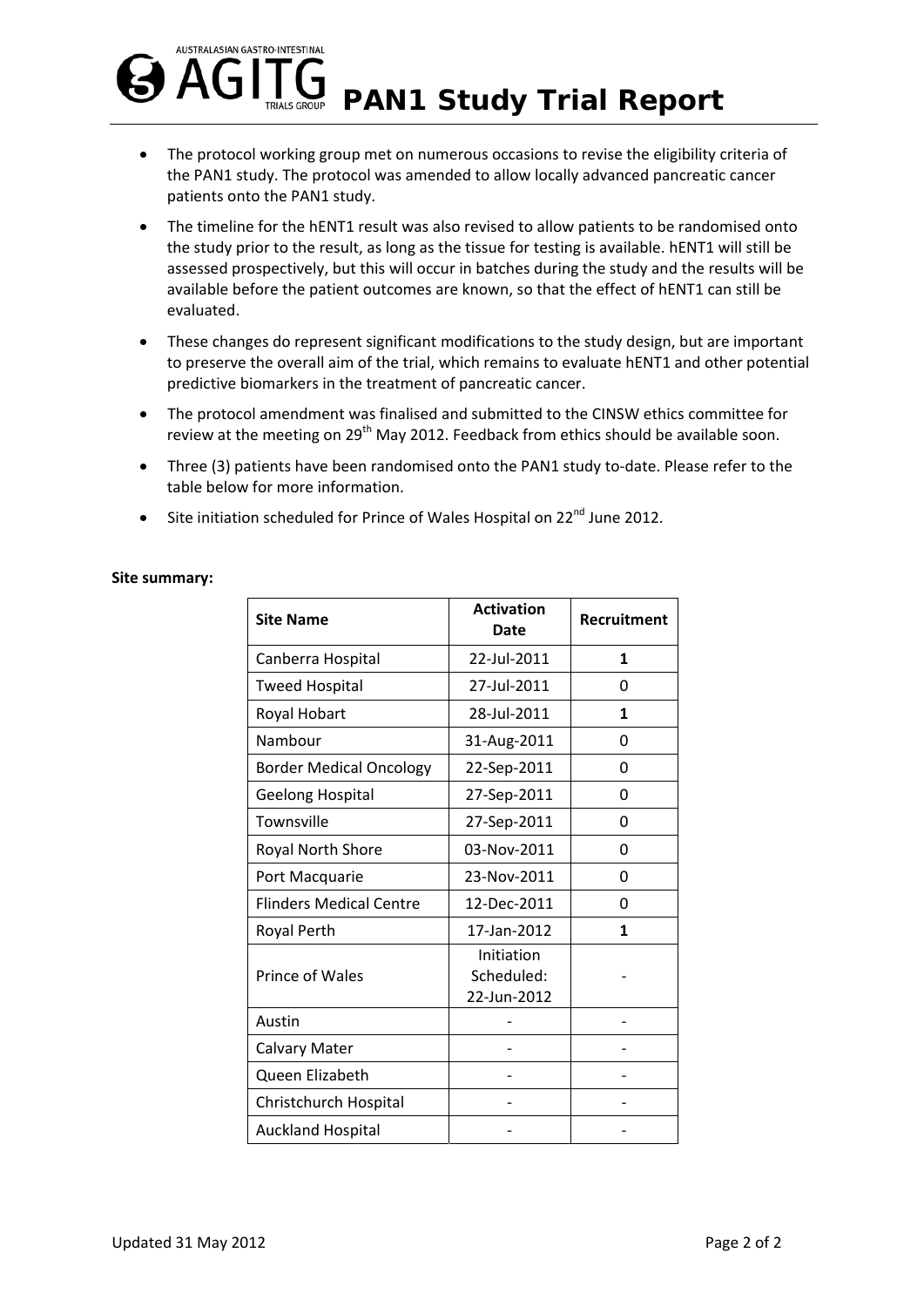- The protocol working group met on numerous occasions to revise the eligibility criteria of the PAN1 study. The protocol was amended to allow locally advanced pancreatic cancer patients onto the PAN1 study.
- The timeline for the hENT1 result was also revised to allow patients to be randomised onto the study prior to the result, as long as the tissue for testing is available. hENT1 will still be assessed prospectively, but this will occur in batches during the study and the results will be available before the patient outcomes are known, so that the effect of hENT1 can still be evaluated.
- These changes do represent significant modifications to the study design, but are important to preserve the overall aim of the trial, which remains to evaluate hENT1 and other potential predictive biomarkers in the treatment of pancreatic cancer.
- The protocol amendment was finalised and submitted to the CINSW ethics committee for review at the meeting on 29th May 2012. Feedback from ethics should be available soon.
- Three (3) patients have been randomised onto the PAN1 study to-date. Please refer to the table below for more information.
- Site initiation scheduled for Prince of Wales Hospital on 22nd June 2012.

**Site summary:**

| Site Name | Activation Date | Recruitment |
|---|---|---|
| Canberra Hospital | 22-Jul-2011 | **1** |
| Tweed Hospital | 27-Jul-2011 | 0 |
| Royal Hobart | 28-Jul-2011 | **1** |
| Nambour | 31-Aug-2011 | 0 |
| Border Medical Oncology | 22-Sep-2011 | 0 |
| Geelong Hospital | 27-Sep-2011 | 0 |
| Townsville | 27-Sep-2011 | 0 |
| Royal North Shore | 03-Nov-2011 | 0 |
| Port Macquarie | 23-Nov-2011 | 0 |
| Flinders Medical Centre | 12-Dec-2011 | 0 |
| Royal Perth | 17-Jan-2012 | **1** |
| Prince of Wales | Initiation Scheduled: 22-Jun-2012 | - |
| Austin | - | - |
| Calvary Mater | - | - |
| Queen Elizabeth | - | - |
| Christchurch Hospital | - | - |
| Auckland Hospital | - | - |

Updated 31 May 2012